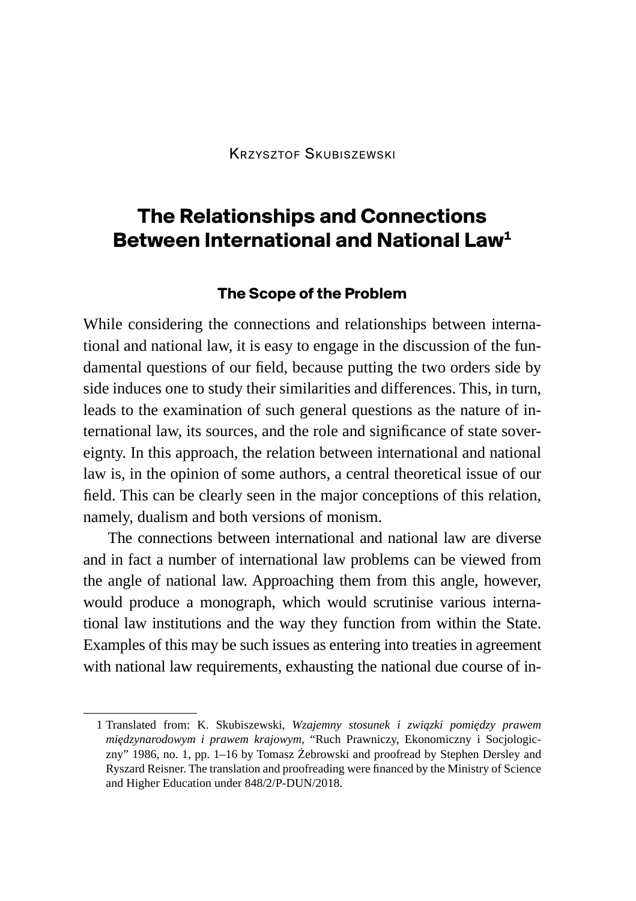Krzysztof Skubiszewski

# The Relationships and Connections Between International and National Law[1]

## The Scope of the Problem

While considering the connections and relationships between international and national law, it is easy to engage in the discussion of the fundamental questions of our field, because putting the two orders side by side induces one to study their similarities and differences. This, in turn, leads to the examination of such general questions as the nature of international law, its sources, and the role and significance of state sovereignty. In this approach, the relation between international and national law is, in the opinion of some authors, a central theoretical issue of our field. This can be clearly seen in the major conceptions of this relation, namely, dualism and both versions of monism.

The connections between international and national law are diverse and in fact a number of international law problems can be viewed from the angle of national law. Approaching them from this angle, however, would produce a monograph, which would scrutinise various international law institutions and the way they function from within the State. Examples of this may be such issues as entering into treaties in agreement with national law requirements, exhausting the national due course of in-

---

1 Translated from: K. Skubiszewski, *Wzajemny stosunek i związki pomiędzy prawem międzynarodowym i prawem krajowym*, "Ruch Prawniczy, Ekonomiczny i Socjologiczny" 1986, no. 1, pp. 1–16 by Tomasz Żebrowski and proofread by Stephen Dersley and Ryszard Reisner. The translation and proofreading were financed by the Ministry of Science and Higher Education under 848/2/P-DUN/2018.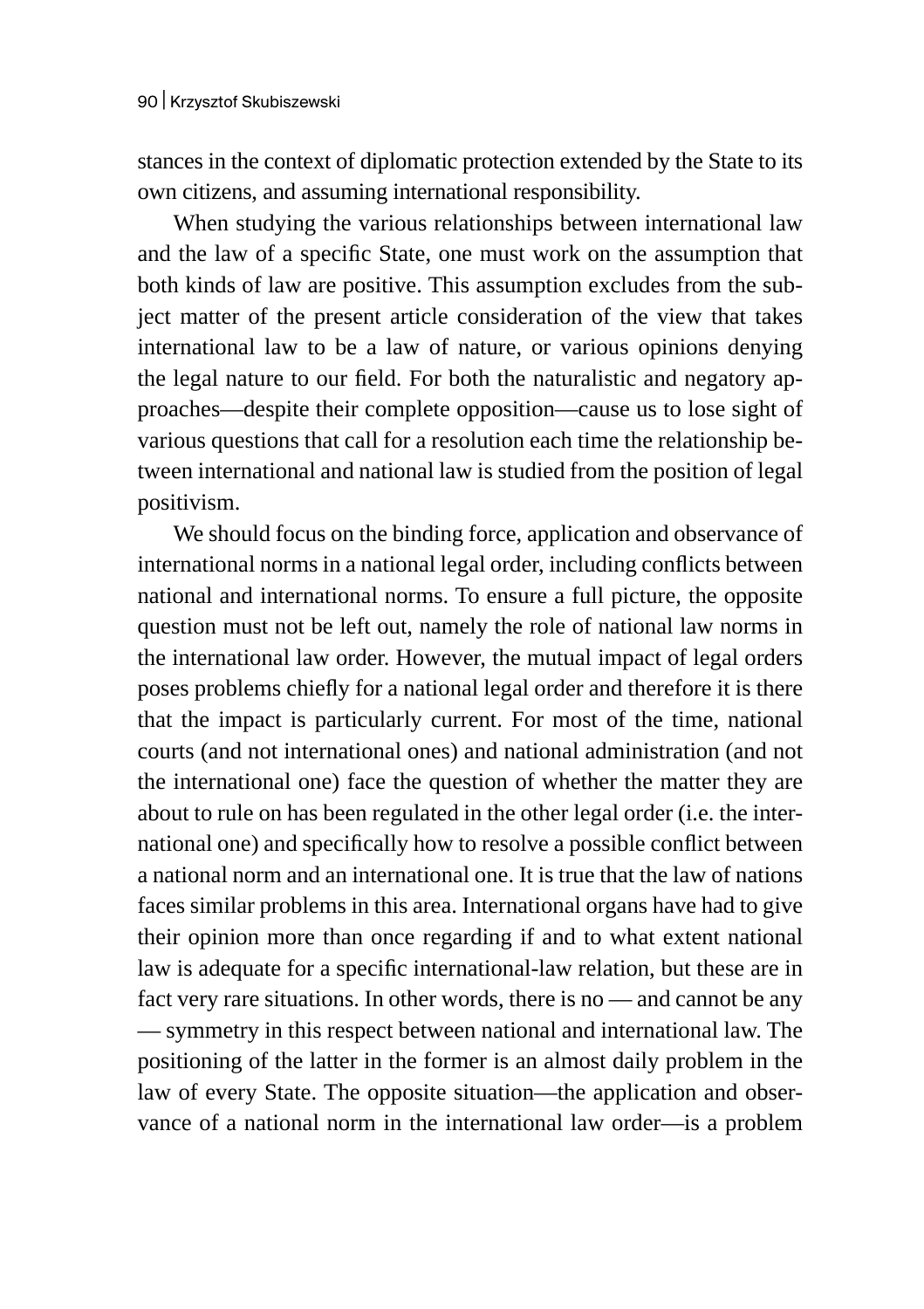stances in the context of diplomatic protection extended by the State to its own citizens, and assuming international responsibility.

When studying the various relationships between international law and the law of a specific State, one must work on the assumption that both kinds of law are positive. This assumption excludes from the subject matter of the present article consideration of the view that takes international law to be a law of nature, or various opinions denying the legal nature to our field. For both the naturalistic and negatory approaches—despite their complete opposition—cause us to lose sight of various questions that call for a resolution each time the relationship between international and national law is studied from the position of legal positivism.

We should focus on the binding force, application and observance of international norms in a national legal order, including conflicts between national and international norms. To ensure a full picture, the opposite question must not be left out, namely the role of national law norms in the international law order. However, the mutual impact of legal orders poses problems chiefly for a national legal order and therefore it is there that the impact is particularly current. For most of the time, national courts (and not international ones) and national administration (and not the international one) face the question of whether the matter they are about to rule on has been regulated in the other legal order (i.e. the international one) and specifically how to resolve a possible conflict between a national norm and an international one. It is true that the law of nations faces similar problems in this area. International organs have had to give their opinion more than once regarding if and to what extent national law is adequate for a specific international-law relation, but these are in fact very rare situations. In other words, there is no — and cannot be any — symmetry in this respect between national and international law. The positioning of the latter in the former is an almost daily problem in the law of every State. The opposite situation—the application and observance of a national norm in the international law order—is a problem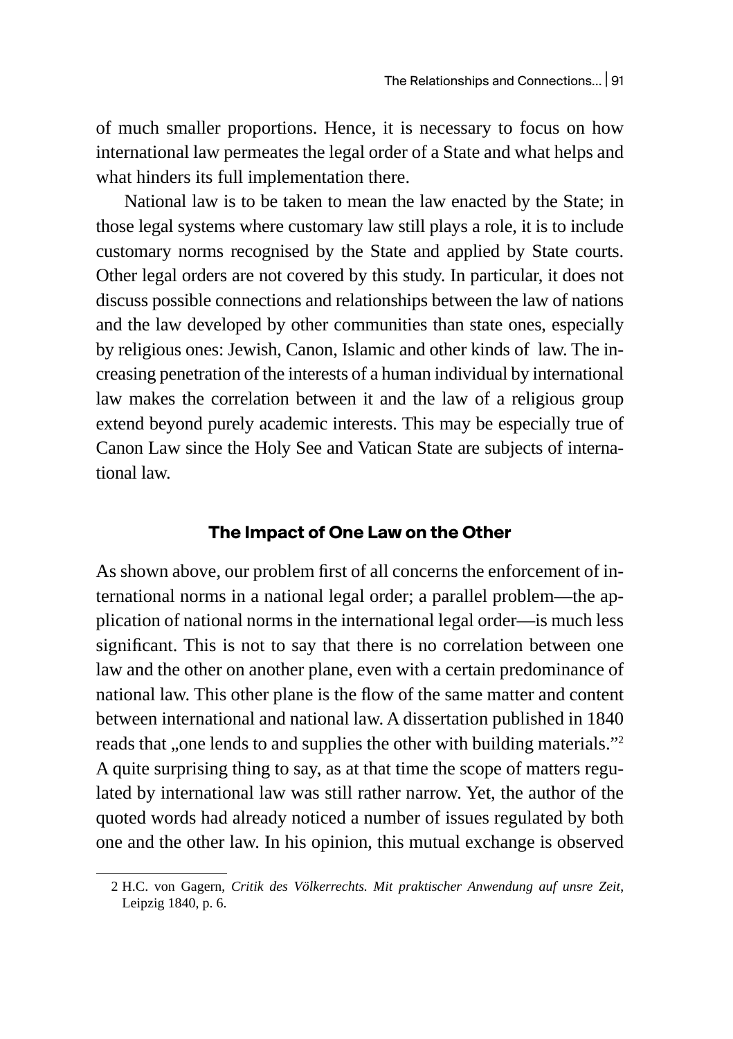of much smaller proportions. Hence, it is necessary to focus on how international law permeates the legal order of a State and what helps and what hinders its full implementation there.

National law is to be taken to mean the law enacted by the State; in those legal systems where customary law still plays a role, it is to include customary norms recognised by the State and applied by State courts. Other legal orders are not covered by this study. In particular, it does not discuss possible connections and relationships between the law of nations and the law developed by other communities than state ones, especially by religious ones: Jewish, Canon, Islamic and other kinds of law. The increasing penetration of the interests of a human individual by international law makes the correlation between it and the law of a religious group extend beyond purely academic interests. This may be especially true of Canon Law since the Holy See and Vatican State are subjects of international law.

## The Impact of One Law on the Other

As shown above, our problem first of all concerns the enforcement of international norms in a national legal order; a parallel problem—the application of national norms in the international legal order—is much less significant. This is not to say that there is no correlation between one law and the other on another plane, even with a certain predominance of national law. This other plane is the flow of the same matter and content between international and national law. A dissertation published in 1840 reads that „one lends to and supplies the other with building materials."[2] A quite surprising thing to say, as at that time the scope of matters regulated by international law was still rather narrow. Yet, the author of the quoted words had already noticed a number of issues regulated by both one and the other law. In his opinion, this mutual exchange is observed

---

2 H.C. von Gagern, *Critik des Völkerrechts. Mit praktischer Anwendung auf unsre Zeit*, Leipzig 1840, p. 6.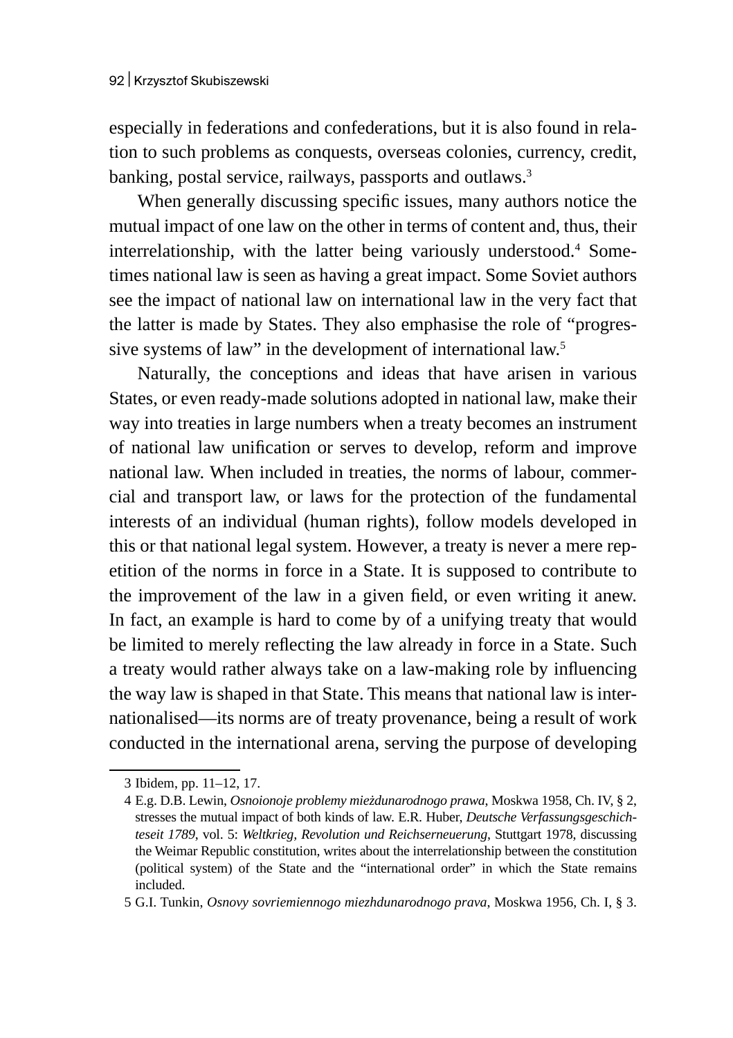especially in federations and confederations, but it is also found in relation to such problems as conquests, overseas colonies, currency, credit, banking, postal service, railways, passports and outlaws.[3]

When generally discussing specific issues, many authors notice the mutual impact of one law on the other in terms of content and, thus, their interrelationship, with the latter being variously understood.[4] Sometimes national law is seen as having a great impact. Some Soviet authors see the impact of national law on international law in the very fact that the latter is made by States. They also emphasise the role of "progressive systems of law" in the development of international law.[5]

Naturally, the conceptions and ideas that have arisen in various States, or even ready-made solutions adopted in national law, make their way into treaties in large numbers when a treaty becomes an instrument of national law unification or serves to develop, reform and improve national law. When included in treaties, the norms of labour, commercial and transport law, or laws for the protection of the fundamental interests of an individual (human rights), follow models developed in this or that national legal system. However, a treaty is never a mere repetition of the norms in force in a State. It is supposed to contribute to the improvement of the law in a given field, or even writing it anew. In fact, an example is hard to come by of a unifying treaty that would be limited to merely reflecting the law already in force in a State. Such a treaty would rather always take on a law-making role by influencing the way law is shaped in that State. This means that national law is internationalised—its norms are of treaty provenance, being a result of work conducted in the international arena, serving the purpose of developing

3 Ibidem, pp. 11–12, 17.

4 E.g. D.B. Lewin, *Osnoionoje problemy mieżdunarodnogo prawa*, Moskwa 1958, Ch. IV, § 2, stresses the mutual impact of both kinds of law. E.R. Huber, *Deutsche Verfassungsgeschichteseit 1789*, vol. 5: *Weltkrieg, Revolution und Reichserneuerung*, Stuttgart 1978, discussing the Weimar Republic constitution, writes about the interrelationship between the constitution (political system) of the State and the "international order" in which the State remains included.

5 G.I. Tunkin, *Osnovy sovriemiennogo miezhdunarodnogo prava*, Moskwa 1956, Ch. I, § 3.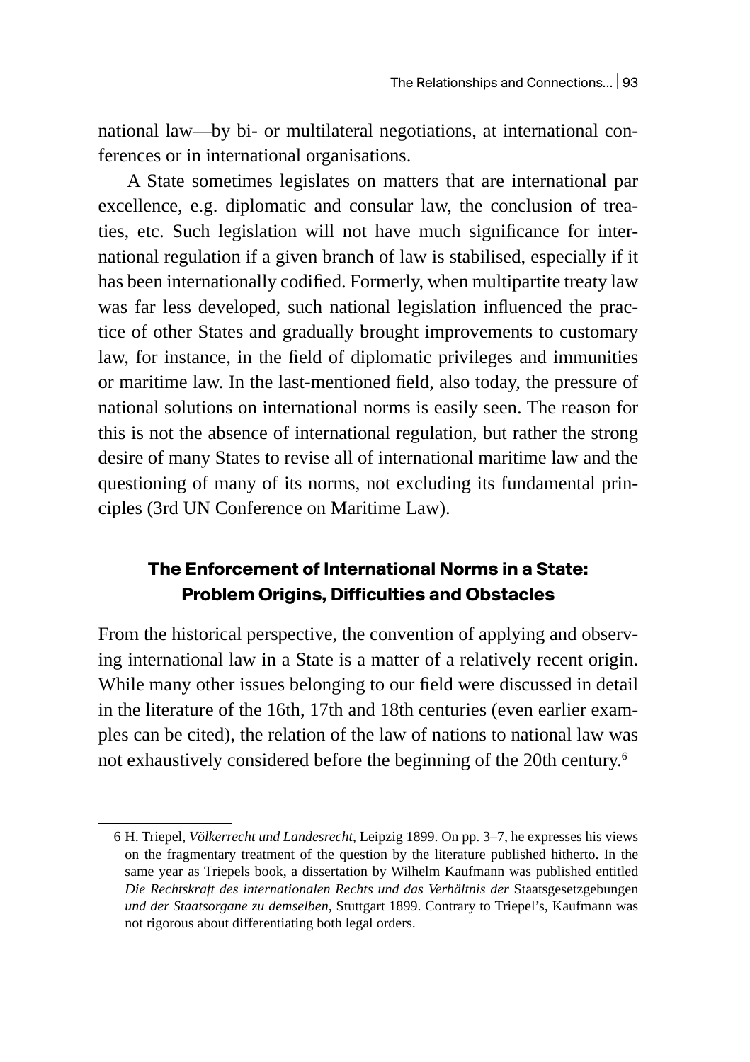national law—by bi- or multilateral negotiations, at international conferences or in international organisations.

A State sometimes legislates on matters that are international par excellence, e.g. diplomatic and consular law, the conclusion of treaties, etc. Such legislation will not have much significance for international regulation if a given branch of law is stabilised, especially if it has been internationally codified. Formerly, when multipartite treaty law was far less developed, such national legislation influenced the practice of other States and gradually brought improvements to customary law, for instance, in the field of diplomatic privileges and immunities or maritime law. In the last-mentioned field, also today, the pressure of national solutions on international norms is easily seen. The reason for this is not the absence of international regulation, but rather the strong desire of many States to revise all of international maritime law and the questioning of many of its norms, not excluding its fundamental principles (3rd UN Conference on Maritime Law).

## The Enforcement of International Norms in a State: Problem Origins, Difficulties and Obstacles

From the historical perspective, the convention of applying and observing international law in a State is a matter of a relatively recent origin. While many other issues belonging to our field were discussed in detail in the literature of the 16th, 17th and 18th centuries (even earlier examples can be cited), the relation of the law of nations to national law was not exhaustively considered before the beginning of the 20th century.[6]

6 H. Triepel, *Völkerrecht und Landesrecht*, Leipzig 1899. On pp. 3–7, he expresses his views on the fragmentary treatment of the question by the literature published hitherto. In the same year as Triepels book, a dissertation by Wilhelm Kaufmann was published entitled *Die Rechtskraft des internationalen Rechts und das Verhältnis der* Staatsgesetzgebungen *und der Staatsorgane zu demselben*, Stuttgart 1899. Contrary to Triepel's, Kaufmann was not rigorous about differentiating both legal orders.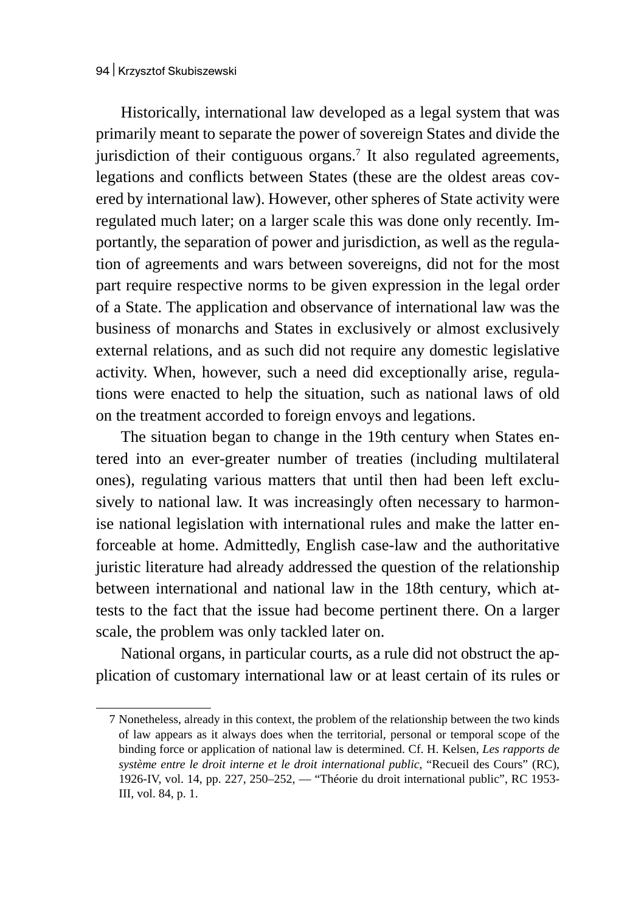Historically, international law developed as a legal system that was primarily meant to separate the power of sovereign States and divide the jurisdiction of their contiguous organs.[7] It also regulated agreements, legations and conflicts between States (these are the oldest areas covered by international law). However, other spheres of State activity were regulated much later; on a larger scale this was done only recently. Importantly, the separation of power and jurisdiction, as well as the regulation of agreements and wars between sovereigns, did not for the most part require respective norms to be given expression in the legal order of a State. The application and observance of international law was the business of monarchs and States in exclusively or almost exclusively external relations, and as such did not require any domestic legislative activity. When, however, such a need did exceptionally arise, regulations were enacted to help the situation, such as national laws of old on the treatment accorded to foreign envoys and legations.

The situation began to change in the 19th century when States entered into an ever-greater number of treaties (including multilateral ones), regulating various matters that until then had been left exclusively to national law. It was increasingly often necessary to harmonise national legislation with international rules and make the latter enforceable at home. Admittedly, English case-law and the authoritative juristic literature had already addressed the question of the relationship between international and national law in the 18th century, which attests to the fact that the issue had become pertinent there. On a larger scale, the problem was only tackled later on.

National organs, in particular courts, as a rule did not obstruct the application of customary international law or at least certain of its rules or

---

7 Nonetheless, already in this context, the problem of the relationship between the two kinds of law appears as it always does when the territorial, personal or temporal scope of the binding force or application of national law is determined. Cf. H. Kelsen, *Les rapports de système entre le droit interne et le droit international public*, "Recueil des Cours" (RC), 1926-IV, vol. 14, pp. 227, 250–252, — "Théorie du droit international public", RC 1953-III, vol. 84, p. 1.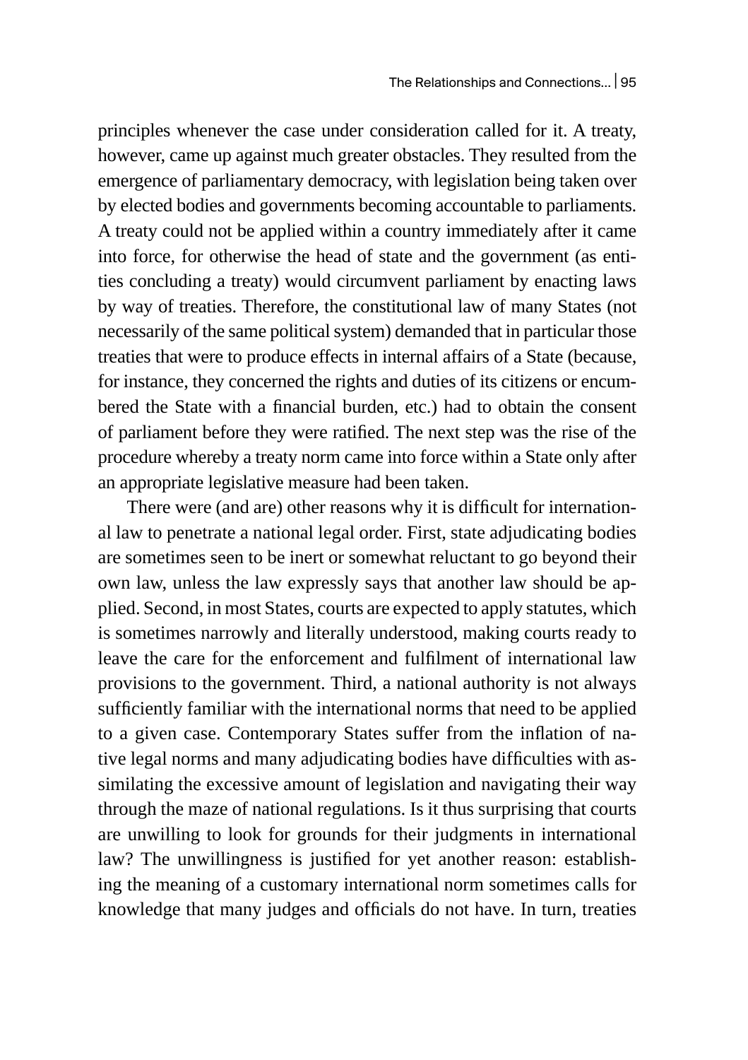principles whenever the case under consideration called for it. A treaty, however, came up against much greater obstacles. They resulted from the emergence of parliamentary democracy, with legislation being taken over by elected bodies and governments becoming accountable to parliaments. A treaty could not be applied within a country immediately after it came into force, for otherwise the head of state and the government (as entities concluding a treaty) would circumvent parliament by enacting laws by way of treaties. Therefore, the constitutional law of many States (not necessarily of the same political system) demanded that in particular those treaties that were to produce effects in internal affairs of a State (because, for instance, they concerned the rights and duties of its citizens or encumbered the State with a financial burden, etc.) had to obtain the consent of parliament before they were ratified. The next step was the rise of the procedure whereby a treaty norm came into force within a State only after an appropriate legislative measure had been taken.

There were (and are) other reasons why it is difficult for international law to penetrate a national legal order. First, state adjudicating bodies are sometimes seen to be inert or somewhat reluctant to go beyond their own law, unless the law expressly says that another law should be applied. Second, in most States, courts are expected to apply statutes, which is sometimes narrowly and literally understood, making courts ready to leave the care for the enforcement and fulfilment of international law provisions to the government. Third, a national authority is not always sufficiently familiar with the international norms that need to be applied to a given case. Contemporary States suffer from the inflation of native legal norms and many adjudicating bodies have difficulties with assimilating the excessive amount of legislation and navigating their way through the maze of national regulations. Is it thus surprising that courts are unwilling to look for grounds for their judgments in international law? The unwillingness is justified for yet another reason: establishing the meaning of a customary international norm sometimes calls for knowledge that many judges and officials do not have. In turn, treaties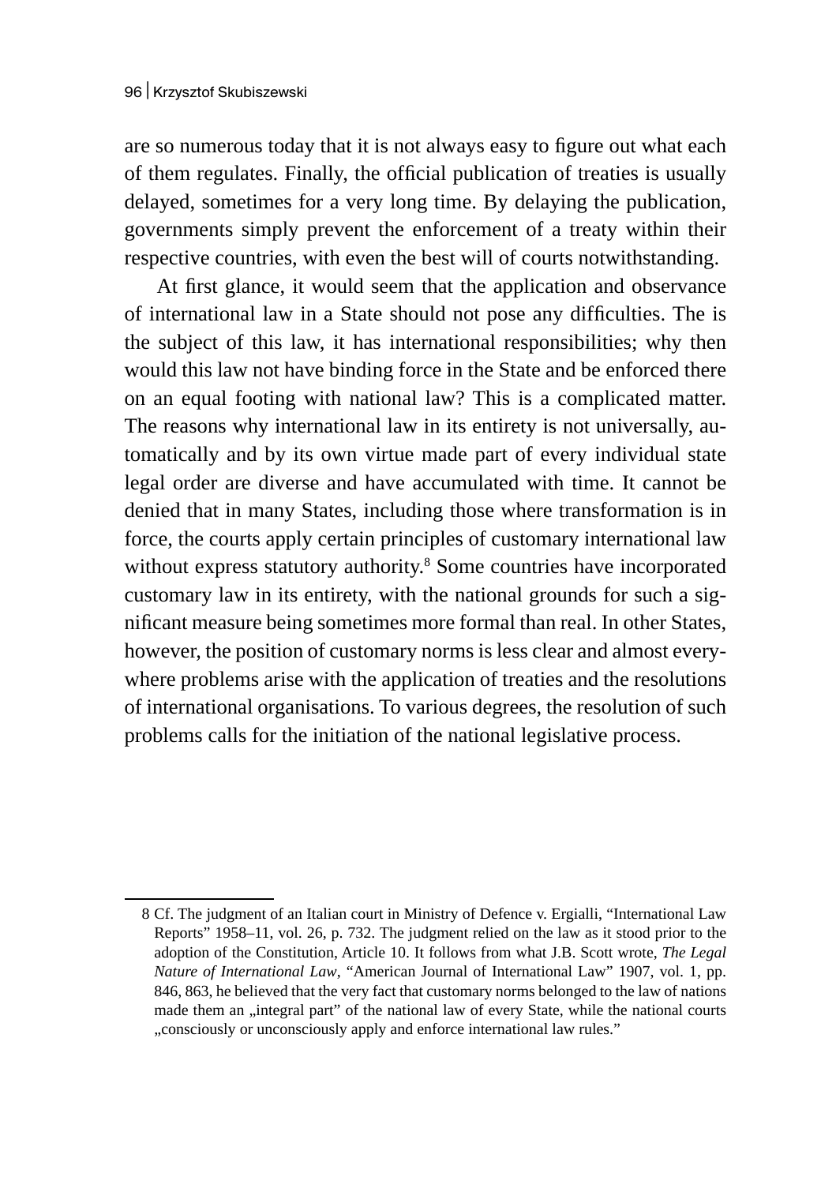are so numerous today that it is not always easy to figure out what each of them regulates. Finally, the official publication of treaties is usually delayed, sometimes for a very long time. By delaying the publication, governments simply prevent the enforcement of a treaty within their respective countries, with even the best will of courts notwithstanding.

At first glance, it would seem that the application and observance of international law in a State should not pose any difficulties. The is the subject of this law, it has international responsibilities; why then would this law not have binding force in the State and be enforced there on an equal footing with national law? This is a complicated matter. The reasons why international law in its entirety is not universally, automatically and by its own virtue made part of every individual state legal order are diverse and have accumulated with time. It cannot be denied that in many States, including those where transformation is in force, the courts apply certain principles of customary international law without express statutory authority.[8] Some countries have incorporated customary law in its entirety, with the national grounds for such a significant measure being sometimes more formal than real. In other States, however, the position of customary norms is less clear and almost everywhere problems arise with the application of treaties and the resolutions of international organisations. To various degrees, the resolution of such problems calls for the initiation of the national legislative process.

---

8 Cf. The judgment of an Italian court in Ministry of Defence v. Ergialli, "International Law Reports" 1958–11, vol. 26, p. 732. The judgment relied on the law as it stood prior to the adoption of the Constitution, Article 10. It follows from what J.B. Scott wrote, *The Legal Nature of International Law*, "American Journal of International Law" 1907, vol. 1, pp. 846, 863, he believed that the very fact that customary norms belonged to the law of nations made them an „integral part" of the national law of every State, while the national courts „consciously or unconsciously apply and enforce international law rules."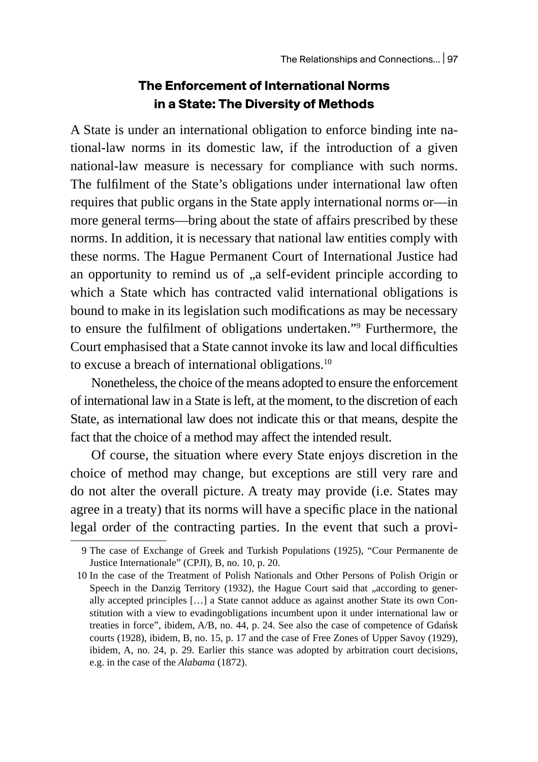## The Enforcement of International Norms in a State: The Diversity of Methods

A State is under an international obligation to enforce binding inte national-law norms in its domestic law, if the introduction of a given national-law measure is necessary for compliance with such norms. The fulfilment of the State's obligations under international law often requires that public organs in the State apply international norms or—in more general terms—bring about the state of affairs prescribed by these norms. In addition, it is necessary that national law entities comply with these norms. The Hague Permanent Court of International Justice had an opportunity to remind us of „a self-evident principle according to which a State which has contracted valid international obligations is bound to make in its legislation such modifications as may be necessary to ensure the fulfilment of obligations undertaken."[9] Furthermore, the Court emphasised that a State cannot invoke its law and local difficulties to excuse a breach of international obligations.[10]

Nonetheless, the choice of the means adopted to ensure the enforcement of international law in a State is left, at the moment, to the discretion of each State, as international law does not indicate this or that means, despite the fact that the choice of a method may affect the intended result.

Of course, the situation where every State enjoys discretion in the choice of method may change, but exceptions are still very rare and do not alter the overall picture. A treaty may provide (i.e. States may agree in a treaty) that its norms will have a specific place in the national legal order of the contracting parties. In the event that such a provi-

---

9 The case of Exchange of Greek and Turkish Populations (1925), "Cour Permanente de Justice Internationale" (CPJI), B, no. 10, p. 20.

10 In the case of the Treatment of Polish Nationals and Other Persons of Polish Origin or Speech in the Danzig Territory (1932), the Hague Court said that „according to generally accepted principles […] a State cannot adduce as against another State its own Constitution with a view to evadingobligations incumbent upon it under international law or treaties in force", ibidem, A/B, no. 44, p. 24. See also the case of competence of Gdańsk courts (1928), ibidem, B, no. 15, p. 17 and the case of Free Zones of Upper Savoy (1929), ibidem, A, no. 24, p. 29. Earlier this stance was adopted by arbitration court decisions, e.g. in the case of the *Alabama* (1872).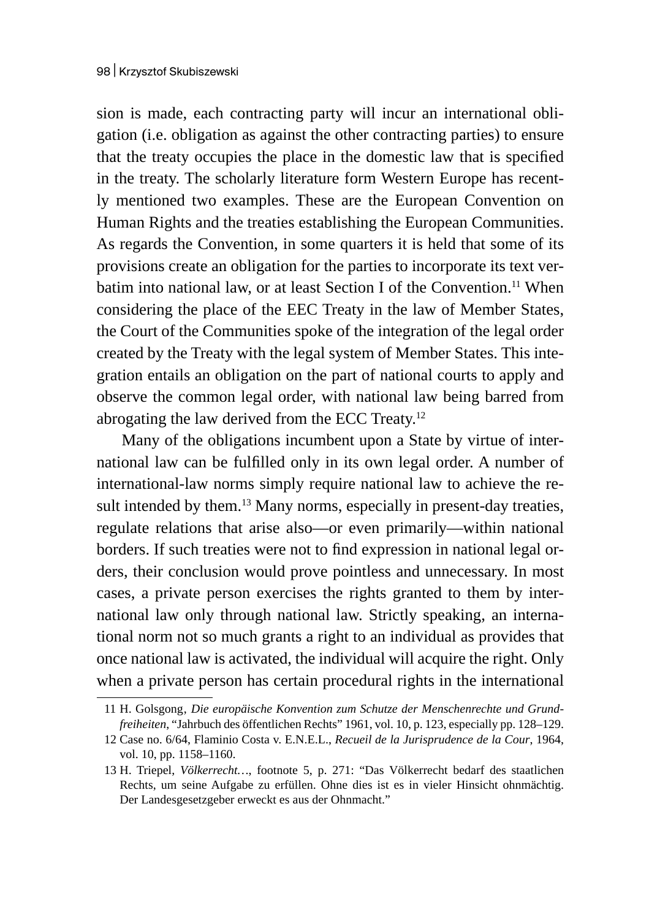sion is made, each contracting party will incur an international obligation (i.e. obligation as against the other contracting parties) to ensure that the treaty occupies the place in the domestic law that is specified in the treaty. The scholarly literature form Western Europe has recently mentioned two examples. These are the European Convention on Human Rights and the treaties establishing the European Communities. As regards the Convention, in some quarters it is held that some of its provisions create an obligation for the parties to incorporate its text verbatim into national law, or at least Section I of the Convention.[11] When considering the place of the EEC Treaty in the law of Member States, the Court of the Communities spoke of the integration of the legal order created by the Treaty with the legal system of Member States. This integration entails an obligation on the part of national courts to apply and observe the common legal order, with national law being barred from abrogating the law derived from the ECC Treaty.[12]

Many of the obligations incumbent upon a State by virtue of international law can be fulfilled only in its own legal order. A number of international-law norms simply require national law to achieve the result intended by them.[13] Many norms, especially in present-day treaties, regulate relations that arise also—or even primarily—within national borders. If such treaties were not to find expression in national legal orders, their conclusion would prove pointless and unnecessary. In most cases, a private person exercises the rights granted to them by international law only through national law. Strictly speaking, an international norm not so much grants a right to an individual as provides that once national law is activated, the individual will acquire the right. Only when a private person has certain procedural rights in the international

11 H. Golsgong, *Die europäische Konvention zum Schutze der Menschenrechte und Grundfreiheiten*, "Jahrbuch des öffentlichen Rechts" 1961, vol. 10, p. 123, especially pp. 128–129.

12 Case no. 6/64, Flaminio Costa v. E.N.E.L., *Recueil de la Jurisprudence de la Cour*, 1964, vol. 10, pp. 1158–1160.

13 H. Triepel, *Völkerrecht…*, footnote 5, p. 271: "Das Völkerrecht bedarf des staatlichen Rechts, um seine Aufgabe zu erfüllen. Ohne dies ist es in vieler Hinsicht ohnmächtig. Der Landesgesetzgeber erweckt es aus der Ohnmacht."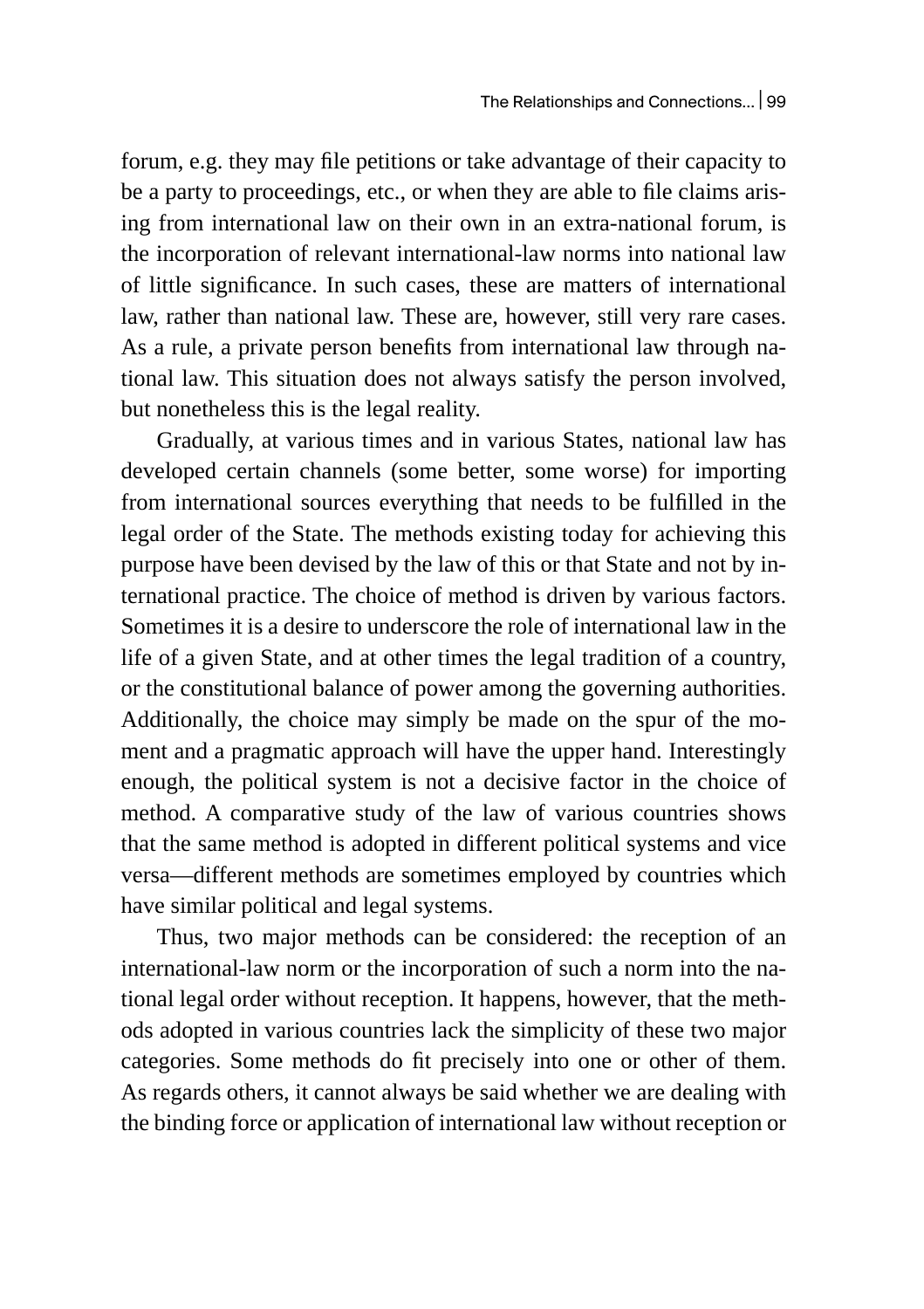forum, e.g. they may file petitions or take advantage of their capacity to be a party to proceedings, etc., or when they are able to file claims arising from international law on their own in an extra-national forum, is the incorporation of relevant international-law norms into national law of little significance. In such cases, these are matters of international law, rather than national law. These are, however, still very rare cases. As a rule, a private person benefits from international law through national law. This situation does not always satisfy the person involved, but nonetheless this is the legal reality.

Gradually, at various times and in various States, national law has developed certain channels (some better, some worse) for importing from international sources everything that needs to be fulfilled in the legal order of the State. The methods existing today for achieving this purpose have been devised by the law of this or that State and not by international practice. The choice of method is driven by various factors. Sometimes it is a desire to underscore the role of international law in the life of a given State, and at other times the legal tradition of a country, or the constitutional balance of power among the governing authorities. Additionally, the choice may simply be made on the spur of the moment and a pragmatic approach will have the upper hand. Interestingly enough, the political system is not a decisive factor in the choice of method. A comparative study of the law of various countries shows that the same method is adopted in different political systems and vice versa—different methods are sometimes employed by countries which have similar political and legal systems.

Thus, two major methods can be considered: the reception of an international-law norm or the incorporation of such a norm into the national legal order without reception. It happens, however, that the methods adopted in various countries lack the simplicity of these two major categories. Some methods do fit precisely into one or other of them. As regards others, it cannot always be said whether we are dealing with the binding force or application of international law without reception or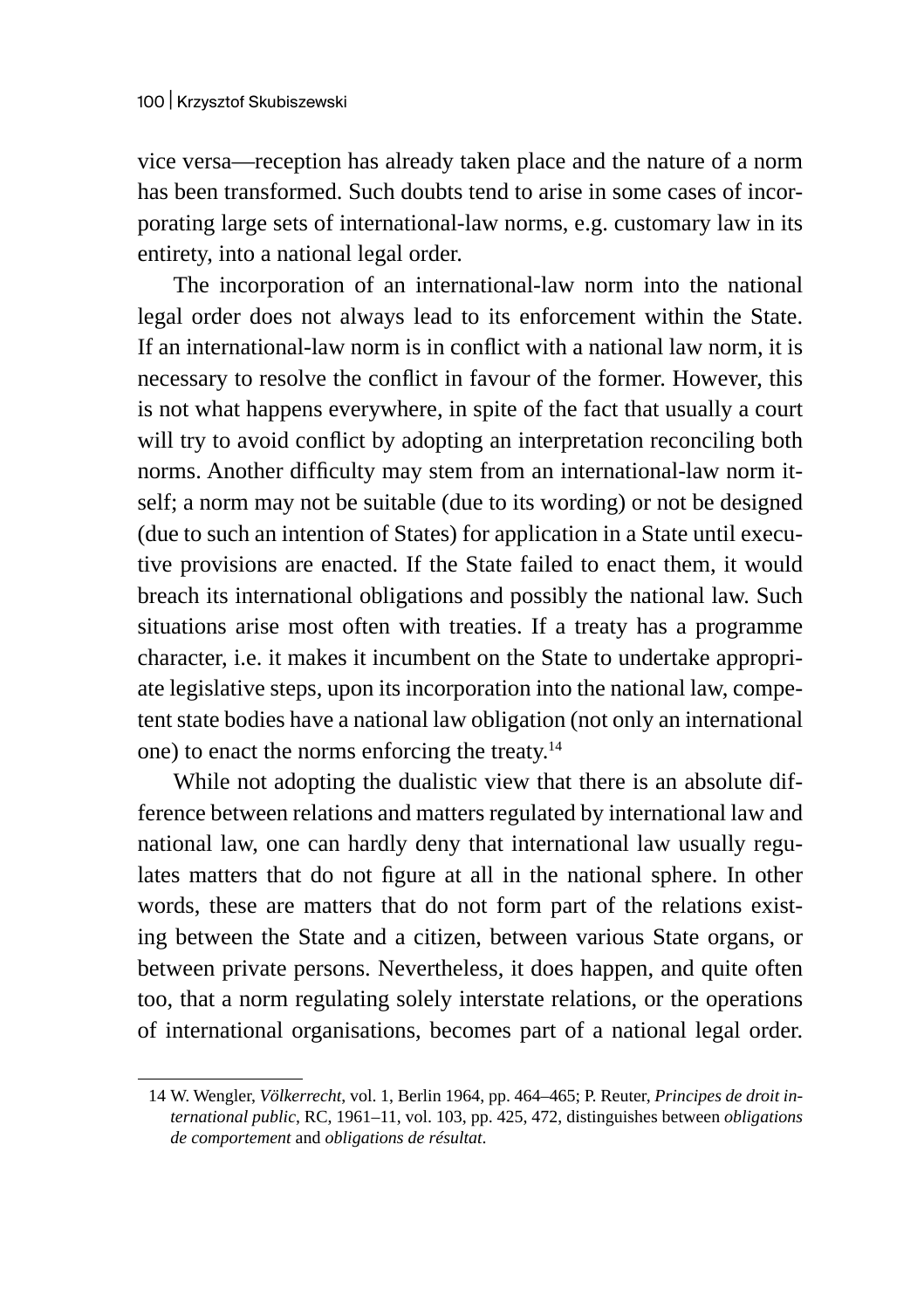vice versa—reception has already taken place and the nature of a norm has been transformed. Such doubts tend to arise in some cases of incorporating large sets of international-law norms, e.g. customary law in its entirety, into a national legal order.

The incorporation of an international-law norm into the national legal order does not always lead to its enforcement within the State. If an international-law norm is in conflict with a national law norm, it is necessary to resolve the conflict in favour of the former. However, this is not what happens everywhere, in spite of the fact that usually a court will try to avoid conflict by adopting an interpretation reconciling both norms. Another difficulty may stem from an international-law norm itself; a norm may not be suitable (due to its wording) or not be designed (due to such an intention of States) for application in a State until executive provisions are enacted. If the State failed to enact them, it would breach its international obligations and possibly the national law. Such situations arise most often with treaties. If a treaty has a programme character, i.e. it makes it incumbent on the State to undertake appropriate legislative steps, upon its incorporation into the national law, competent state bodies have a national law obligation (not only an international one) to enact the norms enforcing the treaty.[14]

While not adopting the dualistic view that there is an absolute difference between relations and matters regulated by international law and national law, one can hardly deny that international law usually regulates matters that do not figure at all in the national sphere. In other words, these are matters that do not form part of the relations existing between the State and a citizen, between various State organs, or between private persons. Nevertheless, it does happen, and quite often too, that a norm regulating solely interstate relations, or the operations of international organisations, becomes part of a national legal order.

---

14 W. Wengler, *Völkerrecht*, vol. 1, Berlin 1964, pp. 464–465; P. Reuter, *Principes de droit international public*, RC, 1961–11, vol. 103, pp. 425, 472, distinguishes between *obligations de comportement* and *obligations de résultat*.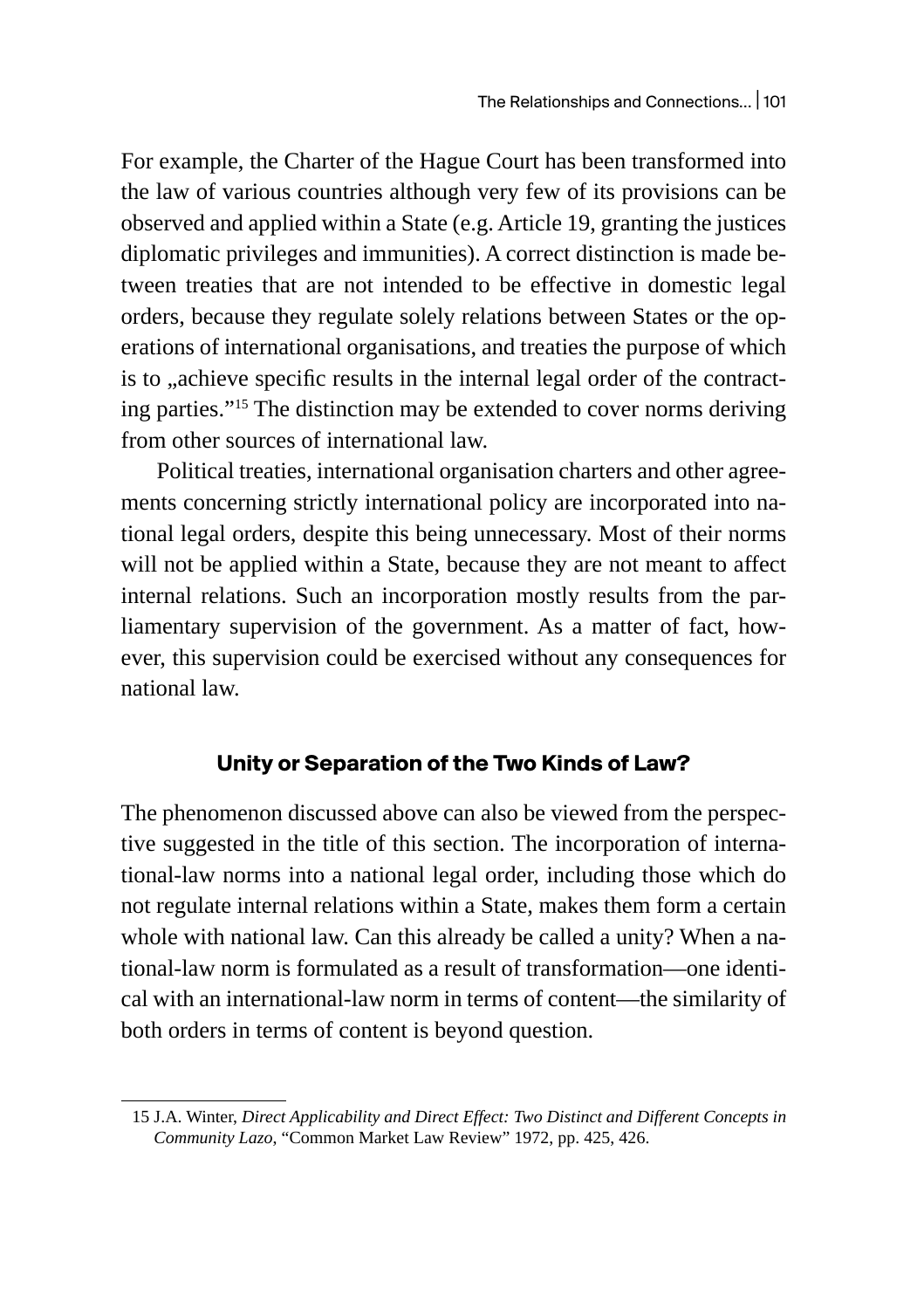For example, the Charter of the Hague Court has been transformed into the law of various countries although very few of its provisions can be observed and applied within a State (e.g. Article 19, granting the justices diplomatic privileges and immunities). A correct distinction is made between treaties that are not intended to be effective in domestic legal orders, because they regulate solely relations between States or the operations of international organisations, and treaties the purpose of which is to „achieve specific results in the internal legal order of the contracting parties."[15] The distinction may be extended to cover norms deriving from other sources of international law.

Political treaties, international organisation charters and other agreements concerning strictly international policy are incorporated into national legal orders, despite this being unnecessary. Most of their norms will not be applied within a State, because they are not meant to affect internal relations. Such an incorporation mostly results from the parliamentary supervision of the government. As a matter of fact, however, this supervision could be exercised without any consequences for national law.

## Unity or Separation of the Two Kinds of Law?

The phenomenon discussed above can also be viewed from the perspective suggested in the title of this section. The incorporation of international-law norms into a national legal order, including those which do not regulate internal relations within a State, makes them form a certain whole with national law. Can this already be called a unity? When a national-law norm is formulated as a result of transformation—one identical with an international-law norm in terms of content—the similarity of both orders in terms of content is beyond question.

---

15 J.A. Winter, *Direct Applicability and Direct Effect: Two Distinct and Different Concepts in Community Lazo*, "Common Market Law Review" 1972, pp. 425, 426.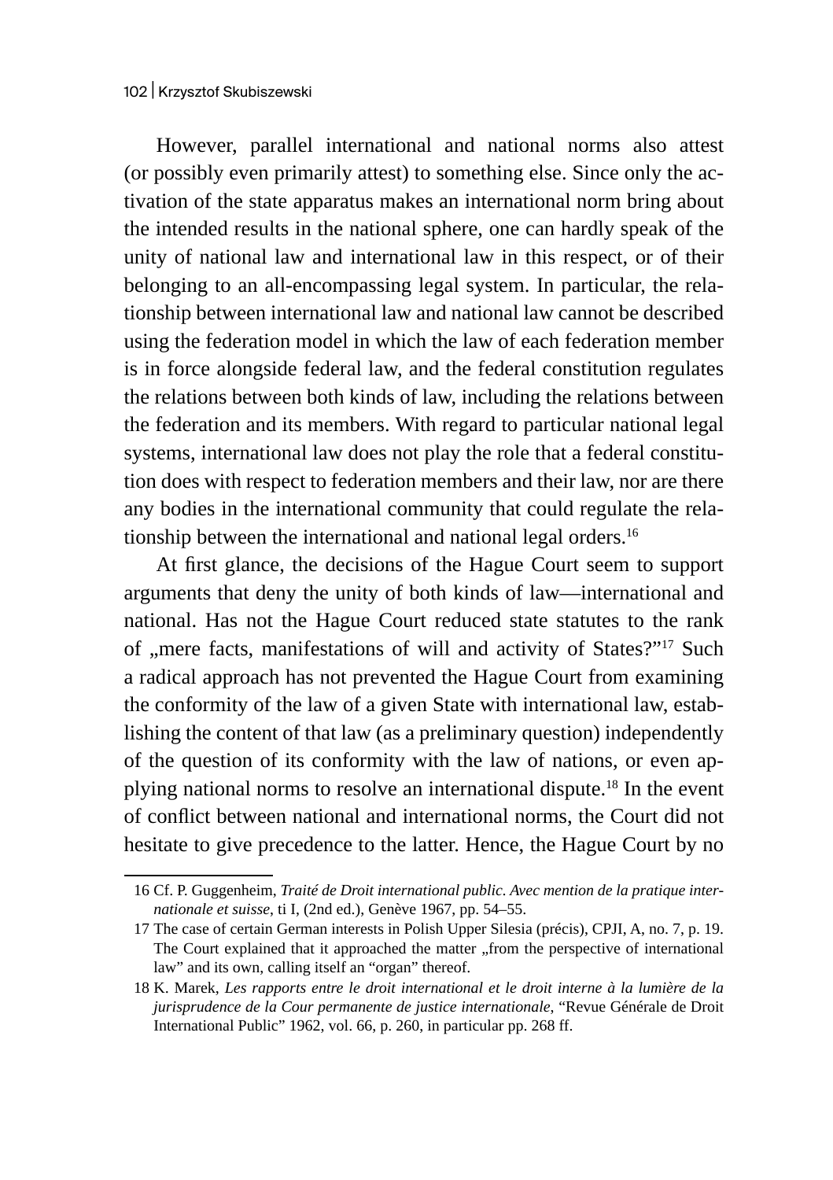However, parallel international and national norms also attest (or possibly even primarily attest) to something else. Since only the activation of the state apparatus makes an international norm bring about the intended results in the national sphere, one can hardly speak of the unity of national law and international law in this respect, or of their belonging to an all-encompassing legal system. In particular, the relationship between international law and national law cannot be described using the federation model in which the law of each federation member is in force alongside federal law, and the federal constitution regulates the relations between both kinds of law, including the relations between the federation and its members. With regard to particular national legal systems, international law does not play the role that a federal constitution does with respect to federation members and their law, nor are there any bodies in the international community that could regulate the relationship between the international and national legal orders.[16]

At first glance, the decisions of the Hague Court seem to support arguments that deny the unity of both kinds of law—international and national. Has not the Hague Court reduced state statutes to the rank of „mere facts, manifestations of will and activity of States?"[17] Such a radical approach has not prevented the Hague Court from examining the conformity of the law of a given State with international law, establishing the content of that law (as a preliminary question) independently of the question of its conformity with the law of nations, or even applying national norms to resolve an international dispute.[18] In the event of conflict between national and international norms, the Court did not hesitate to give precedence to the latter. Hence, the Hague Court by no

---

16 Cf. P. Guggenheim, *Traité de Droit international public. Avec mention de la pratique internationale et suisse*, ti I, (2nd ed.), Genève 1967, pp. 54–55.

17 The case of certain German interests in Polish Upper Silesia (précis), CPJI, A, no. 7, p. 19. The Court explained that it approached the matter „from the perspective of international law" and its own, calling itself an "organ" thereof.

18 K. Marek, *Les rapports entre le droit international et le droit interne à la lumière de la jurisprudence de la Cour permanente de justice internationale*, "Revue Générale de Droit International Public" 1962, vol. 66, p. 260, in particular pp. 268 ff.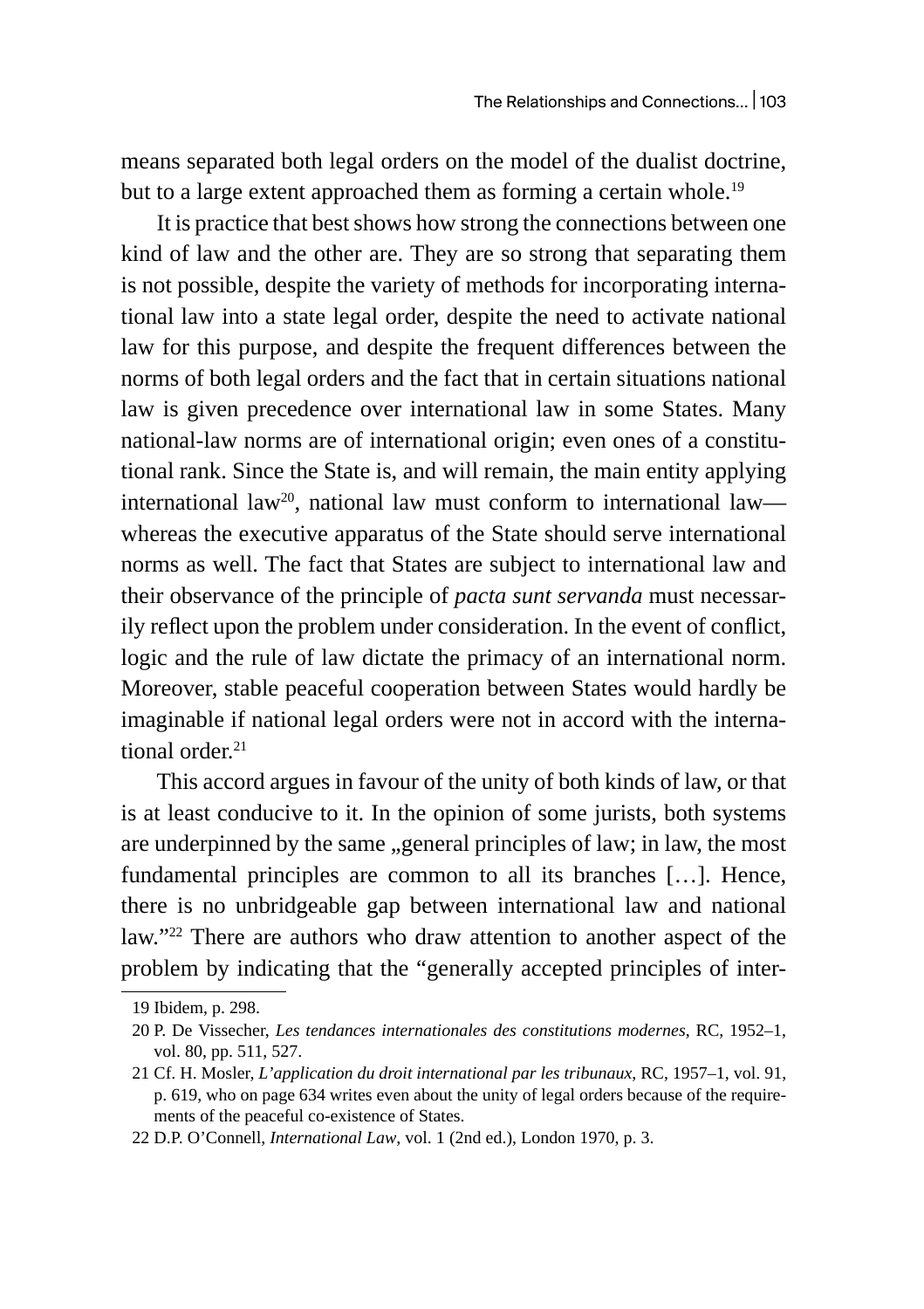means separated both legal orders on the model of the dualist doctrine, but to a large extent approached them as forming a certain whole.[19]

It is practice that best shows how strong the connections between one kind of law and the other are. They are so strong that separating them is not possible, despite the variety of methods for incorporating international law into a state legal order, despite the need to activate national law for this purpose, and despite the frequent differences between the norms of both legal orders and the fact that in certain situations national law is given precedence over international law in some States. Many national-law norms are of international origin; even ones of a constitutional rank. Since the State is, and will remain, the main entity applying international law[20], national law must conform to international law—whereas the executive apparatus of the State should serve international norms as well. The fact that States are subject to international law and their observance of the principle of *pacta sunt servanda* must necessarily reflect upon the problem under consideration. In the event of conflict, logic and the rule of law dictate the primacy of an international norm. Moreover, stable peaceful cooperation between States would hardly be imaginable if national legal orders were not in accord with the international order.[21]

This accord argues in favour of the unity of both kinds of law, or that is at least conducive to it. In the opinion of some jurists, both systems are underpinned by the same „general principles of law; in law, the most fundamental principles are common to all its branches […]. Hence, there is no unbridgeable gap between international law and national law."[22] There are authors who draw attention to another aspect of the problem by indicating that the "generally accepted principles of inter-

19 Ibidem, p. 298.

20 P. De Vissecher, *Les tendances internationales des constitutions modernes*, RC, 1952–1, vol. 80, pp. 511, 527.

21 Cf. H. Mosler, *L'application du droit international par les tribunaux*, RC, 1957–1, vol. 91, p. 619, who on page 634 writes even about the unity of legal orders because of the requirements of the peaceful co-existence of States.

22 D.P. O'Connell, *International Law*, vol. 1 (2nd ed.), London 1970, p. 3.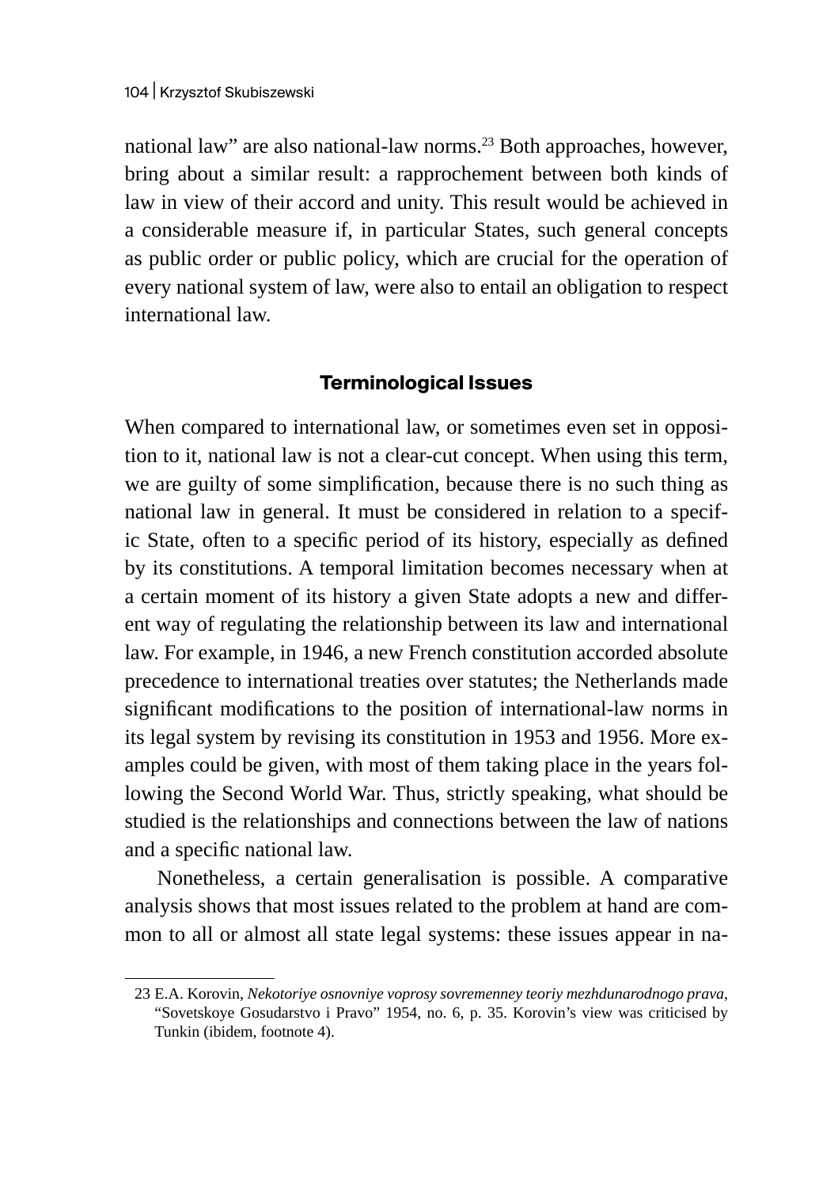national law" are also national-law norms.[23] Both approaches, however, bring about a similar result: a rapprochement between both kinds of law in view of their accord and unity. This result would be achieved in a considerable measure if, in particular States, such general concepts as public order or public policy, which are crucial for the operation of every national system of law, were also to entail an obligation to respect international law.

## Terminological Issues

When compared to international law, or sometimes even set in opposition to it, national law is not a clear-cut concept. When using this term, we are guilty of some simplification, because there is no such thing as national law in general. It must be considered in relation to a specific State, often to a specific period of its history, especially as defined by its constitutions. A temporal limitation becomes necessary when at a certain moment of its history a given State adopts a new and different way of regulating the relationship between its law and international law. For example, in 1946, a new French constitution accorded absolute precedence to international treaties over statutes; the Netherlands made significant modifications to the position of international-law norms in its legal system by revising its constitution in 1953 and 1956. More examples could be given, with most of them taking place in the years following the Second World War. Thus, strictly speaking, what should be studied is the relationships and connections between the law of nations and a specific national law.

Nonetheless, a certain generalisation is possible. A comparative analysis shows that most issues related to the problem at hand are common to all or almost all state legal systems: these issues appear in na-

23 E.A. Korovin, *Nekotoriye osnovniye voprosy sovremenney teoriy mezhdunarodnogo prava*, "Sovetskoye Gosudarstvo i Pravo" 1954, no. 6, p. 35. Korovin's view was criticised by Tunkin (ibidem, footnote 4).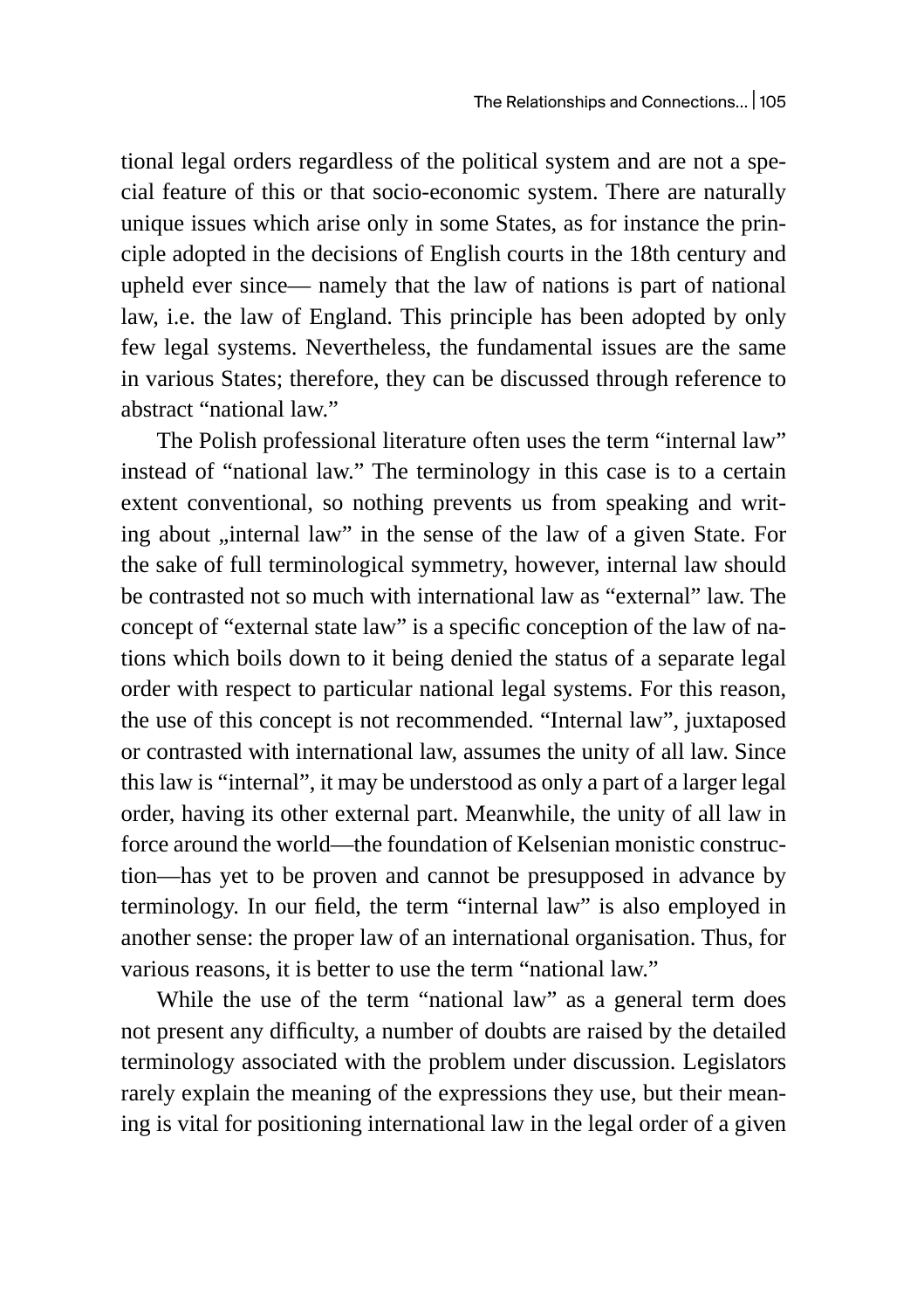tional legal orders regardless of the political system and are not a special feature of this or that socio-economic system. There are naturally unique issues which arise only in some States, as for instance the principle adopted in the decisions of English courts in the 18th century and upheld ever since— namely that the law of nations is part of national law, i.e. the law of England. This principle has been adopted by only few legal systems. Nevertheless, the fundamental issues are the same in various States; therefore, they can be discussed through reference to abstract "national law."

The Polish professional literature often uses the term "internal law" instead of "national law." The terminology in this case is to a certain extent conventional, so nothing prevents us from speaking and writing about „internal law" in the sense of the law of a given State. For the sake of full terminological symmetry, however, internal law should be contrasted not so much with international law as "external" law. The concept of "external state law" is a specific conception of the law of nations which boils down to it being denied the status of a separate legal order with respect to particular national legal systems. For this reason, the use of this concept is not recommended. "Internal law", juxtaposed or contrasted with international law, assumes the unity of all law. Since this law is "internal", it may be understood as only a part of a larger legal order, having its other external part. Meanwhile, the unity of all law in force around the world—the foundation of Kelsenian monistic construction—has yet to be proven and cannot be presupposed in advance by terminology. In our field, the term "internal law" is also employed in another sense: the proper law of an international organisation. Thus, for various reasons, it is better to use the term "national law."

While the use of the term "national law" as a general term does not present any difficulty, a number of doubts are raised by the detailed terminology associated with the problem under discussion. Legislators rarely explain the meaning of the expressions they use, but their meaning is vital for positioning international law in the legal order of a given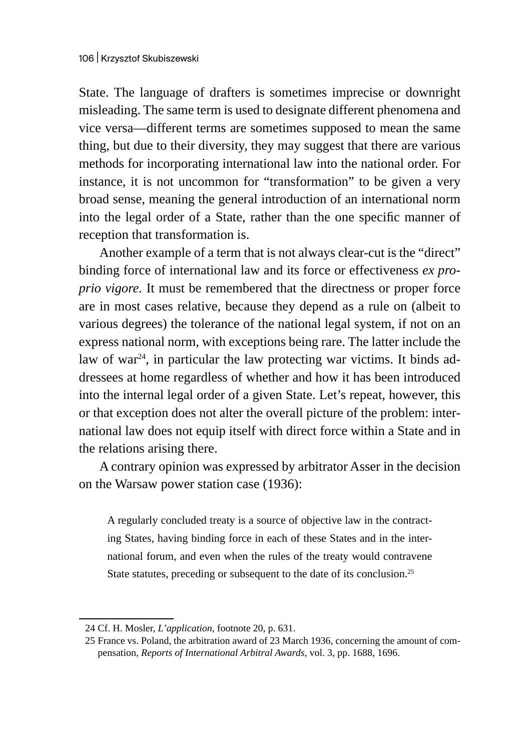State. The language of drafters is sometimes imprecise or downright misleading. The same term is used to designate different phenomena and vice versa—different terms are sometimes supposed to mean the same thing, but due to their diversity, they may suggest that there are various methods for incorporating international law into the national order. For instance, it is not uncommon for "transformation" to be given a very broad sense, meaning the general introduction of an international norm into the legal order of a State, rather than the one specific manner of reception that transformation is.

Another example of a term that is not always clear-cut is the "direct" binding force of international law and its force or effectiveness *ex proprio vigore*. It must be remembered that the directness or proper force are in most cases relative, because they depend as a rule on (albeit to various degrees) the tolerance of the national legal system, if not on an express national norm, with exceptions being rare. The latter include the law of war[24], in particular the law protecting war victims. It binds addressees at home regardless of whether and how it has been introduced into the internal legal order of a given State. Let's repeat, however, this or that exception does not alter the overall picture of the problem: international law does not equip itself with direct force within a State and in the relations arising there.

A contrary opinion was expressed by arbitrator Asser in the decision on the Warsaw power station case (1936):

> A regularly concluded treaty is a source of objective law in the contracting States, having binding force in each of these States and in the international forum, and even when the rules of the treaty would contravene State statutes, preceding or subsequent to the date of its conclusion.[25]

24 Cf. H. Mosler, *L'application*, footnote 20, p. 631.

25 France vs. Poland, the arbitration award of 23 March 1936, concerning the amount of compensation, *Reports of International Arbitral Awards*, vol. 3, pp. 1688, 1696.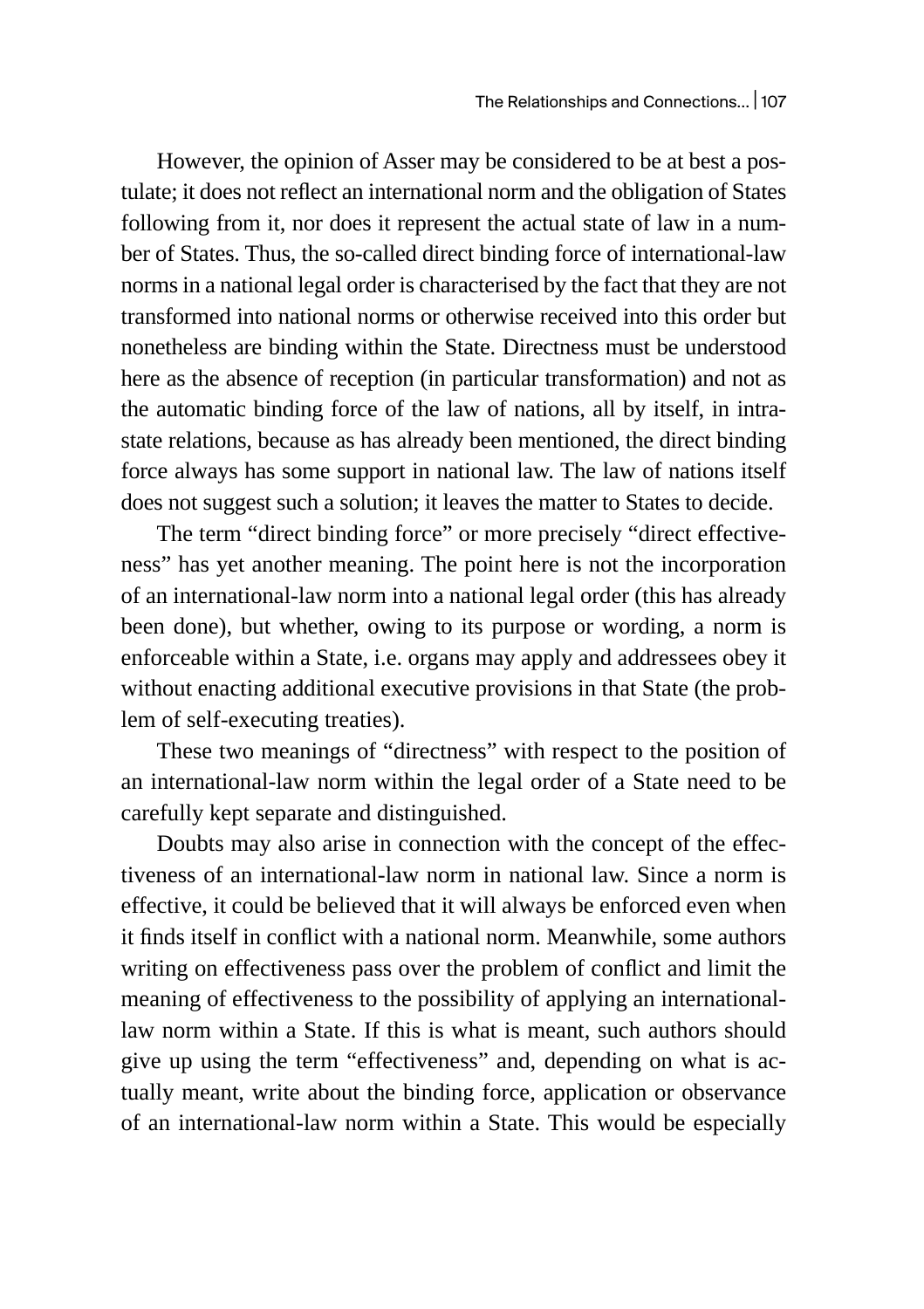However, the opinion of Asser may be considered to be at best a postulate; it does not reflect an international norm and the obligation of States following from it, nor does it represent the actual state of law in a number of States. Thus, the so-called direct binding force of international-law norms in a national legal order is characterised by the fact that they are not transformed into national norms or otherwise received into this order but nonetheless are binding within the State. Directness must be understood here as the absence of reception (in particular transformation) and not as the automatic binding force of the law of nations, all by itself, in intrastate relations, because as has already been mentioned, the direct binding force always has some support in national law. The law of nations itself does not suggest such a solution; it leaves the matter to States to decide.

The term "direct binding force" or more precisely "direct effectiveness" has yet another meaning. The point here is not the incorporation of an international-law norm into a national legal order (this has already been done), but whether, owing to its purpose or wording, a norm is enforceable within a State, i.e. organs may apply and addressees obey it without enacting additional executive provisions in that State (the problem of self-executing treaties).

These two meanings of "directness" with respect to the position of an international-law norm within the legal order of a State need to be carefully kept separate and distinguished.

Doubts may also arise in connection with the concept of the effectiveness of an international-law norm in national law. Since a norm is effective, it could be believed that it will always be enforced even when it finds itself in conflict with a national norm. Meanwhile, some authors writing on effectiveness pass over the problem of conflict and limit the meaning of effectiveness to the possibility of applying an international-law norm within a State. If this is what is meant, such authors should give up using the term "effectiveness" and, depending on what is actually meant, write about the binding force, application or observance of an international-law norm within a State. This would be especially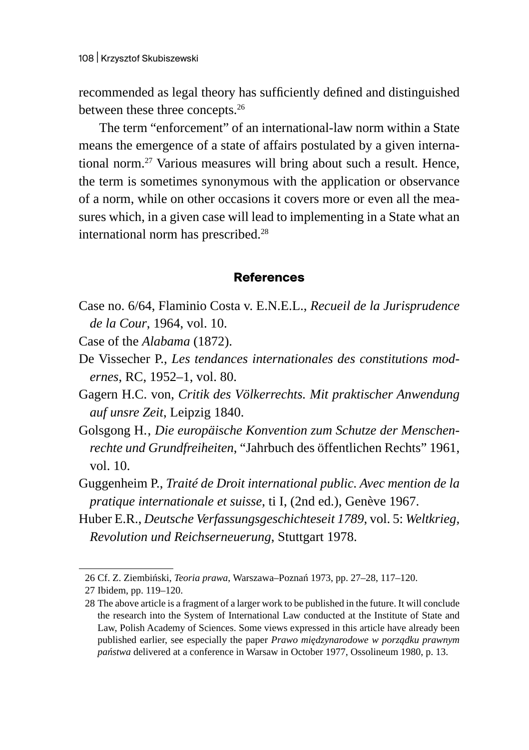recommended as legal theory has sufficiently defined and distinguished between these three concepts.[26]

The term "enforcement" of an international-law norm within a State means the emergence of a state of affairs postulated by a given international norm.[27] Various measures will bring about such a result. Hence, the term is sometimes synonymous with the application or observance of a norm, while on other occasions it covers more or even all the measures which, in a given case will lead to implementing in a State what an international norm has prescribed.[28]

## References

Case no. 6/64, Flaminio Costa v. E.N.E.L., *Recueil de la Jurisprudence de la Cour*, 1964, vol. 10.

Case of the *Alabama* (1872).

De Vissecher P., *Les tendances internationales des constitutions modernes*, RC, 1952–1, vol. 80.

Gagern H.C. von, *Critik des Völkerrechts. Mit praktischer Anwendung auf unsre Zeit*, Leipzig 1840.

Golsgong H., *Die europäische Konvention zum Schutze der Menschenrechte und Grundfreiheiten*, "Jahrbuch des öffentlichen Rechts" 1961, vol. 10.

Guggenheim P., *Traité de Droit international public. Avec mention de la pratique internationale et suisse*, ti I, (2nd ed.), Genève 1967.

Huber E.R., *Deutsche Verfassungsgeschichteseit 1789*, vol. 5: *Weltkrieg, Revolution und Reichserneuerung*, Stuttgart 1978.

---

26 Cf. Z. Ziembiński, *Teoria prawa*, Warszawa–Poznań 1973, pp. 27–28, 117–120.

27 Ibidem, pp. 119–120.

28 The above article is a fragment of a larger work to be published in the future. It will conclude the research into the System of International Law conducted at the Institute of State and Law, Polish Academy of Sciences. Some views expressed in this article have already been published earlier, see especially the paper *Prawo międzynarodowe w porządku prawnym państwa* delivered at a conference in Warsaw in October 1977, Ossolineum 1980, p. 13.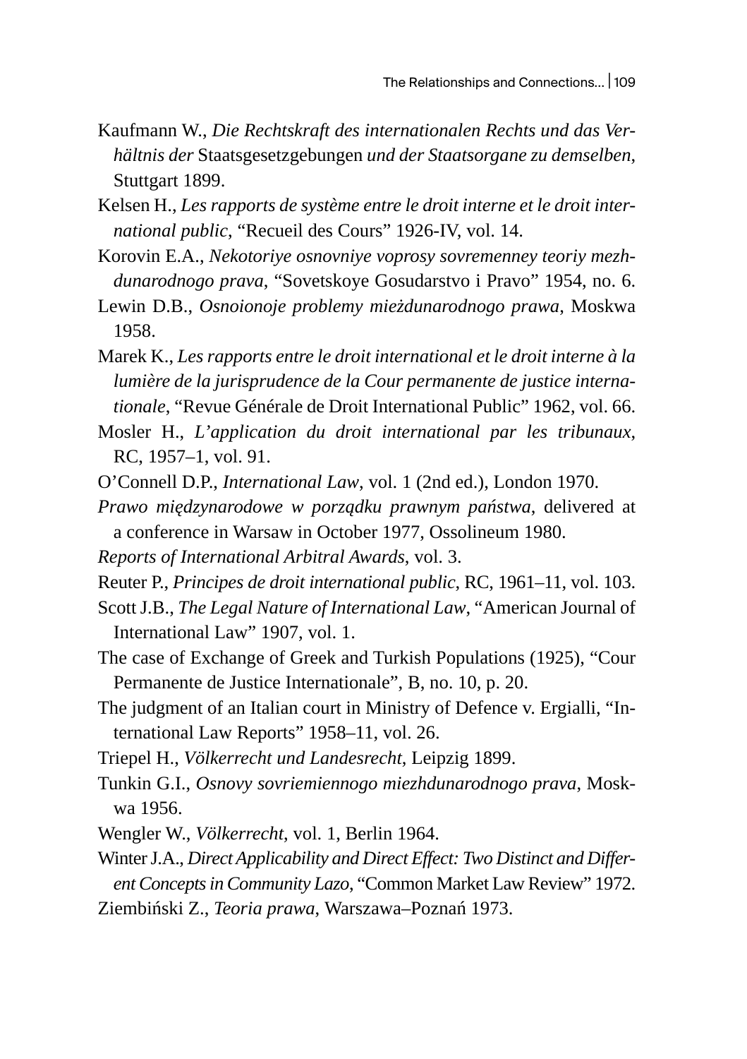Kaufmann W., *Die Rechtskraft des internationalen Rechts und das Verhältnis der* Staatsgesetzgebungen *und der Staatsorgane zu demselben*, Stuttgart 1899.

Kelsen H., *Les rapports de système entre le droit interne et le droit international public*, "Recueil des Cours" 1926-IV, vol. 14.

Korovin E.A., *Nekotoriye osnovniye voprosy sovremenney teoriy mezhdunarodnogo prava*, "Sovetskoye Gosudarstvo i Pravo" 1954, no. 6.

Lewin D.B., *Osnoionoje problemy mieżdunarodnogo prawa*, Moskwa 1958.

Marek K., *Les rapports entre le droit international et le droit interne à la lumière de la jurisprudence de la Cour permanente de justice internationale*, "Revue Générale de Droit International Public" 1962, vol. 66.

Mosler H., *L'application du droit international par les tribunaux*, RC, 1957–1, vol. 91.

O'Connell D.P., *International Law*, vol. 1 (2nd ed.), London 1970.

*Prawo międzynarodowe w porządku prawnym państwa*, delivered at a conference in Warsaw in October 1977, Ossolineum 1980.

*Reports of International Arbitral Awards*, vol. 3.

Reuter P., *Principes de droit international public*, RC, 1961–11, vol. 103.

Scott J.B., *The Legal Nature of International Law*, "American Journal of International Law" 1907, vol. 1.

The case of Exchange of Greek and Turkish Populations (1925), "Cour Permanente de Justice Internationale", B, no. 10, p. 20.

The judgment of an Italian court in Ministry of Defence v. Ergialli, "International Law Reports" 1958–11, vol. 26.

Triepel H., *Völkerrecht und Landesrecht*, Leipzig 1899.

Tunkin G.I., *Osnovy sovriemiennogo miezhdunarodnogo prava*, Moskwa 1956.

Wengler W., *Völkerrecht*, vol. 1, Berlin 1964.

Winter J.A., *Direct Applicability and Direct Effect: Two Distinct and Different Concepts in Community Lazo*, "Common Market Law Review" 1972.

Ziembiński Z., *Teoria prawa*, Warszawa–Poznań 1973.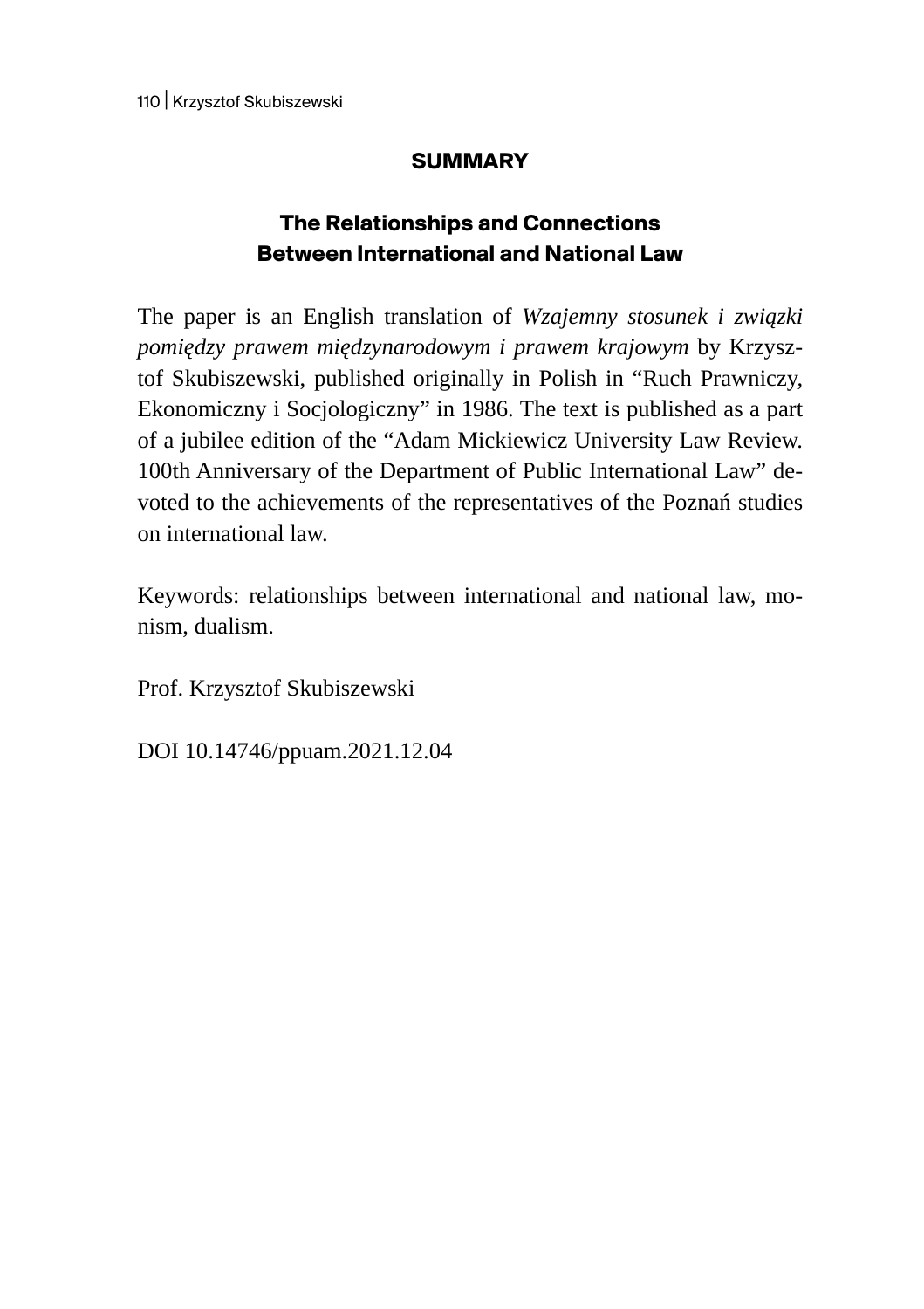## SUMMARY

### The Relationships and Connections Between International and National Law

The paper is an English translation of *Wzajemny stosunek i związki pomiędzy prawem międzynarodowym i prawem krajowym* by Krzysztof Skubiszewski, published originally in Polish in "Ruch Prawniczy, Ekonomiczny i Socjologiczny" in 1986. The text is published as a part of a jubilee edition of the "Adam Mickiewicz University Law Review. 100th Anniversary of the Department of Public International Law" devoted to the achievements of the representatives of the Poznań studies on international law.

Keywords: relationships between international and national law, monism, dualism.

Prof. Krzysztof Skubiszewski

DOI 10.14746/ppuam.2021.12.04